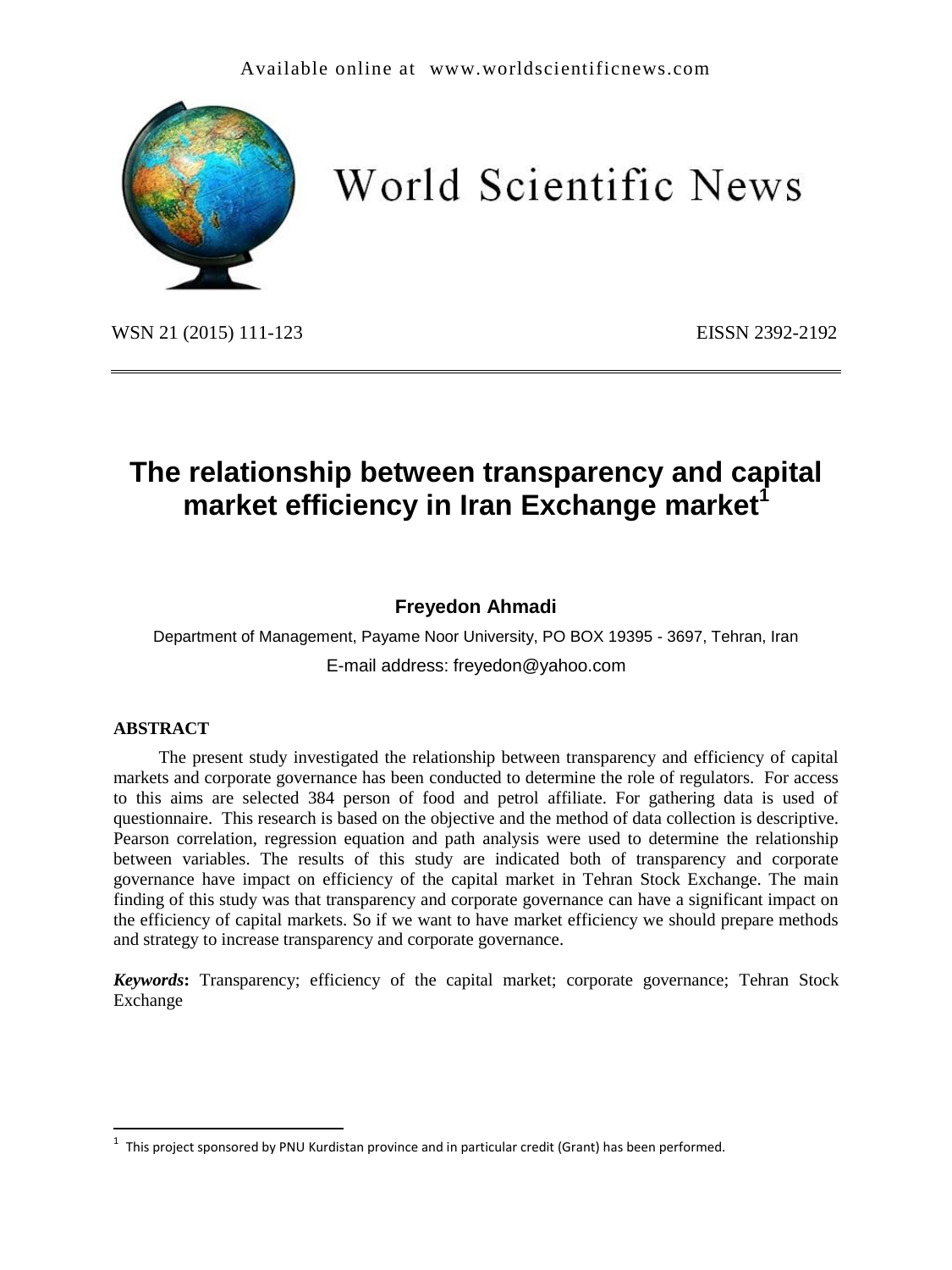# The relationship between transparency and capital market efficiency in Iran Exchange market[1]

**Freyedon Ahmadi**

Department of Management, Payame Noor University, PO BOX 19395 - 3697, Tehran, Iran

E-mail address: freyedon@yahoo.com

## ABSTRACT

The present study investigated the relationship between transparency and efficiency of capital markets and corporate governance has been conducted to determine the role of regulators. For access to this aims are selected 384 person of food and petrol affiliate. For gathering data is used of questionnaire. This research is based on the objective and the method of data collection is descriptive. Pearson correlation, regression equation and path analysis were used to determine the relationship between variables. The results of this study are indicated both of transparency and corporate governance have impact on efficiency of the capital market in Tehran Stock Exchange. The main finding of this study was that transparency and corporate governance can have a significant impact on the efficiency of capital markets. So if we want to have market efficiency we should prepare methods and strategy to increase transparency and corporate governance.

***Keywords*:** Transparency; efficiency of the capital market; corporate governance; Tehran Stock Exchange

---

[1] This project sponsored by PNU Kurdistan province and in particular credit (Grant) has been performed.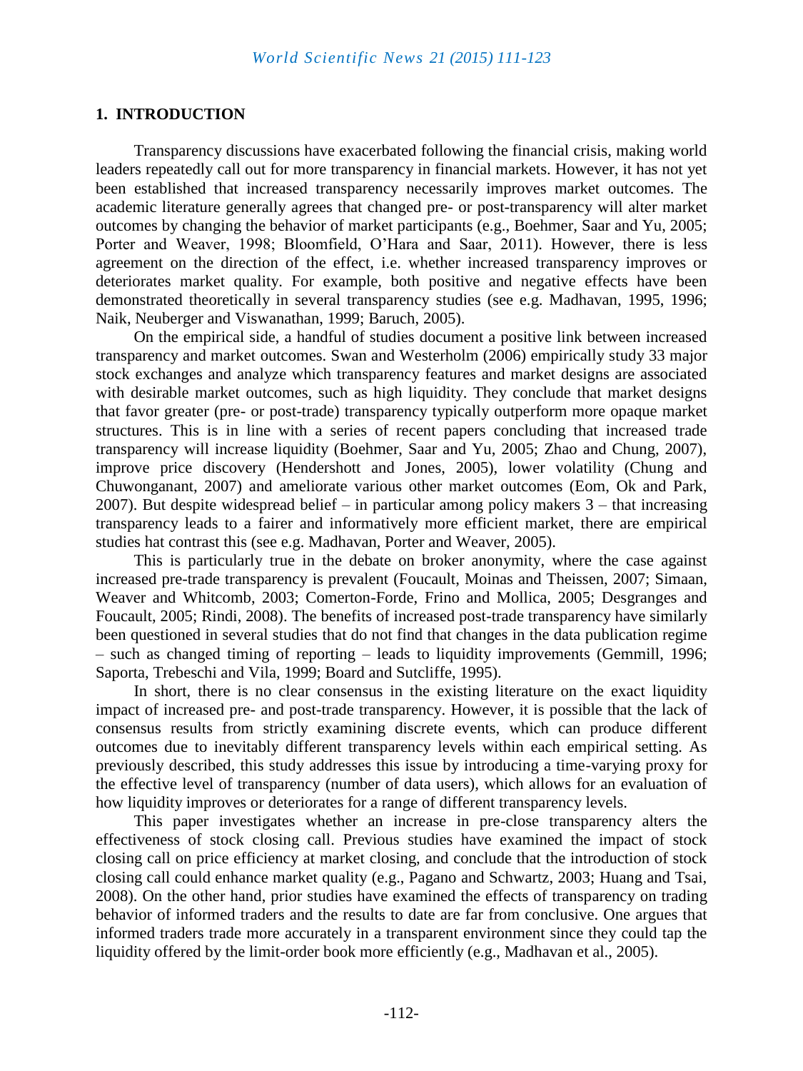## 1. INTRODUCTION

Transparency discussions have exacerbated following the financial crisis, making world leaders repeatedly call out for more transparency in financial markets. However, it has not yet been established that increased transparency necessarily improves market outcomes. The academic literature generally agrees that changed pre- or post-transparency will alter market outcomes by changing the behavior of market participants (e.g., Boehmer, Saar and Yu, 2005; Porter and Weaver, 1998; Bloomfield, O'Hara and Saar, 2011). However, there is less agreement on the direction of the effect, i.e. whether increased transparency improves or deteriorates market quality. For example, both positive and negative effects have been demonstrated theoretically in several transparency studies (see e.g. Madhavan, 1995, 1996; Naik, Neuberger and Viswanathan, 1999; Baruch, 2005).

On the empirical side, a handful of studies document a positive link between increased transparency and market outcomes. Swan and Westerholm (2006) empirically study 33 major stock exchanges and analyze which transparency features and market designs are associated with desirable market outcomes, such as high liquidity. They conclude that market designs that favor greater (pre- or post-trade) transparency typically outperform more opaque market structures. This is in line with a series of recent papers concluding that increased trade transparency will increase liquidity (Boehmer, Saar and Yu, 2005; Zhao and Chung, 2007), improve price discovery (Hendershott and Jones, 2005), lower volatility (Chung and Chuwonganant, 2007) and ameliorate various other market outcomes (Eom, Ok and Park, 2007). But despite widespread belief – in particular among policy makers 3 – that increasing transparency leads to a fairer and informatively more efficient market, there are empirical studies hat contrast this (see e.g. Madhavan, Porter and Weaver, 2005).

This is particularly true in the debate on broker anonymity, where the case against increased pre-trade transparency is prevalent (Foucault, Moinas and Theissen, 2007; Simaan, Weaver and Whitcomb, 2003; Comerton-Forde, Frino and Mollica, 2005; Desgranges and Foucault, 2005; Rindi, 2008). The benefits of increased post-trade transparency have similarly been questioned in several studies that do not find that changes in the data publication regime – such as changed timing of reporting – leads to liquidity improvements (Gemmill, 1996; Saporta, Trebeschi and Vila, 1999; Board and Sutcliffe, 1995).

In short, there is no clear consensus in the existing literature on the exact liquidity impact of increased pre- and post-trade transparency. However, it is possible that the lack of consensus results from strictly examining discrete events, which can produce different outcomes due to inevitably different transparency levels within each empirical setting. As previously described, this study addresses this issue by introducing a time-varying proxy for the effective level of transparency (number of data users), which allows for an evaluation of how liquidity improves or deteriorates for a range of different transparency levels.

This paper investigates whether an increase in pre-close transparency alters the effectiveness of stock closing call. Previous studies have examined the impact of stock closing call on price efficiency at market closing, and conclude that the introduction of stock closing call could enhance market quality (e.g., Pagano and Schwartz, 2003; Huang and Tsai, 2008). On the other hand, prior studies have examined the effects of transparency on trading behavior of informed traders and the results to date are far from conclusive. One argues that informed traders trade more accurately in a transparent environment since they could tap the liquidity offered by the limit-order book more efficiently (e.g., Madhavan et al., 2005).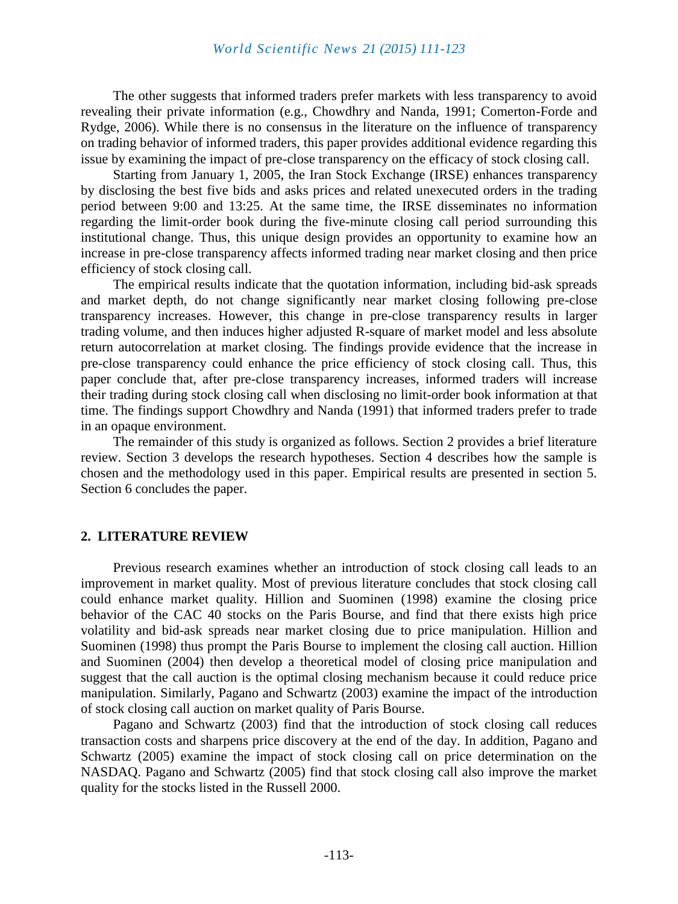The other suggests that informed traders prefer markets with less transparency to avoid revealing their private information (e.g., Chowdhry and Nanda, 1991; Comerton-Forde and Rydge, 2006). While there is no consensus in the literature on the influence of transparency on trading behavior of informed traders, this paper provides additional evidence regarding this issue by examining the impact of pre-close transparency on the efficacy of stock closing call.

Starting from January 1, 2005, the Iran Stock Exchange (IRSE) enhances transparency by disclosing the best five bids and asks prices and related unexecuted orders in the trading period between 9:00 and 13:25. At the same time, the IRSE disseminates no information regarding the limit-order book during the five-minute closing call period surrounding this institutional change. Thus, this unique design provides an opportunity to examine how an increase in pre-close transparency affects informed trading near market closing and then price efficiency of stock closing call.

The empirical results indicate that the quotation information, including bid-ask spreads and market depth, do not change significantly near market closing following pre-close transparency increases. However, this change in pre-close transparency results in larger trading volume, and then induces higher adjusted R-square of market model and less absolute return autocorrelation at market closing. The findings provide evidence that the increase in pre-close transparency could enhance the price efficiency of stock closing call. Thus, this paper conclude that, after pre-close transparency increases, informed traders will increase their trading during stock closing call when disclosing no limit-order book information at that time. The findings support Chowdhry and Nanda (1991) that informed traders prefer to trade in an opaque environment.

The remainder of this study is organized as follows. Section 2 provides a brief literature review. Section 3 develops the research hypotheses. Section 4 describes how the sample is chosen and the methodology used in this paper. Empirical results are presented in section 5. Section 6 concludes the paper.

## 2. LITERATURE REVIEW

Previous research examines whether an introduction of stock closing call leads to an improvement in market quality. Most of previous literature concludes that stock closing call could enhance market quality. Hillion and Suominen (1998) examine the closing price behavior of the CAC 40 stocks on the Paris Bourse, and find that there exists high price volatility and bid-ask spreads near market closing due to price manipulation. Hillion and Suominen (1998) thus prompt the Paris Bourse to implement the closing call auction. Hillion and Suominen (2004) then develop a theoretical model of closing price manipulation and suggest that the call auction is the optimal closing mechanism because it could reduce price manipulation. Similarly, Pagano and Schwartz (2003) examine the impact of the introduction of stock closing call auction on market quality of Paris Bourse.

Pagano and Schwartz (2003) find that the introduction of stock closing call reduces transaction costs and sharpens price discovery at the end of the day. In addition, Pagano and Schwartz (2005) examine the impact of stock closing call on price determination on the NASDAQ. Pagano and Schwartz (2005) find that stock closing call also improve the market quality for the stocks listed in the Russell 2000.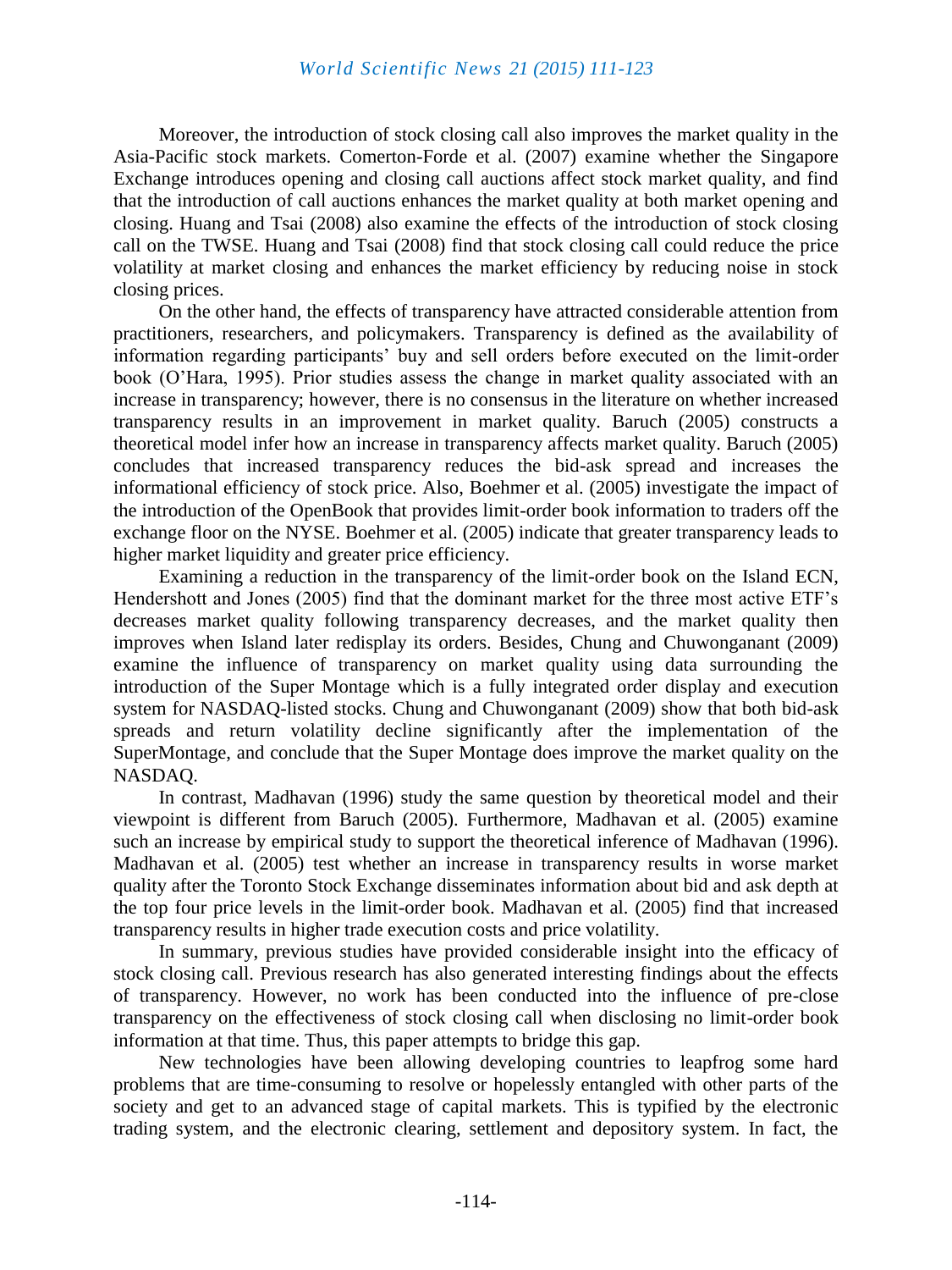Moreover, the introduction of stock closing call also improves the market quality in the Asia-Pacific stock markets. Comerton-Forde et al. (2007) examine whether the Singapore Exchange introduces opening and closing call auctions affect stock market quality, and find that the introduction of call auctions enhances the market quality at both market opening and closing. Huang and Tsai (2008) also examine the effects of the introduction of stock closing call on the TWSE. Huang and Tsai (2008) find that stock closing call could reduce the price volatility at market closing and enhances the market efficiency by reducing noise in stock closing prices.

On the other hand, the effects of transparency have attracted considerable attention from practitioners, researchers, and policymakers. Transparency is defined as the availability of information regarding participants' buy and sell orders before executed on the limit-order book (O'Hara, 1995). Prior studies assess the change in market quality associated with an increase in transparency; however, there is no consensus in the literature on whether increased transparency results in an improvement in market quality. Baruch (2005) constructs a theoretical model infer how an increase in transparency affects market quality. Baruch (2005) concludes that increased transparency reduces the bid-ask spread and increases the informational efficiency of stock price. Also, Boehmer et al. (2005) investigate the impact of the introduction of the OpenBook that provides limit-order book information to traders off the exchange floor on the NYSE. Boehmer et al. (2005) indicate that greater transparency leads to higher market liquidity and greater price efficiency.

Examining a reduction in the transparency of the limit-order book on the Island ECN, Hendershott and Jones (2005) find that the dominant market for the three most active ETF's decreases market quality following transparency decreases, and the market quality then improves when Island later redisplay its orders. Besides, Chung and Chuwonganant (2009) examine the influence of transparency on market quality using data surrounding the introduction of the Super Montage which is a fully integrated order display and execution system for NASDAQ-listed stocks. Chung and Chuwonganant (2009) show that both bid-ask spreads and return volatility decline significantly after the implementation of the SuperMontage, and conclude that the Super Montage does improve the market quality on the NASDAQ.

In contrast, Madhavan (1996) study the same question by theoretical model and their viewpoint is different from Baruch (2005). Furthermore, Madhavan et al. (2005) examine such an increase by empirical study to support the theoretical inference of Madhavan (1996). Madhavan et al. (2005) test whether an increase in transparency results in worse market quality after the Toronto Stock Exchange disseminates information about bid and ask depth at the top four price levels in the limit-order book. Madhavan et al. (2005) find that increased transparency results in higher trade execution costs and price volatility.

In summary, previous studies have provided considerable insight into the efficacy of stock closing call. Previous research has also generated interesting findings about the effects of transparency. However, no work has been conducted into the influence of pre-close transparency on the effectiveness of stock closing call when disclosing no limit-order book information at that time. Thus, this paper attempts to bridge this gap.

New technologies have been allowing developing countries to leapfrog some hard problems that are time-consuming to resolve or hopelessly entangled with other parts of the society and get to an advanced stage of capital markets. This is typified by the electronic trading system, and the electronic clearing, settlement and depository system. In fact, the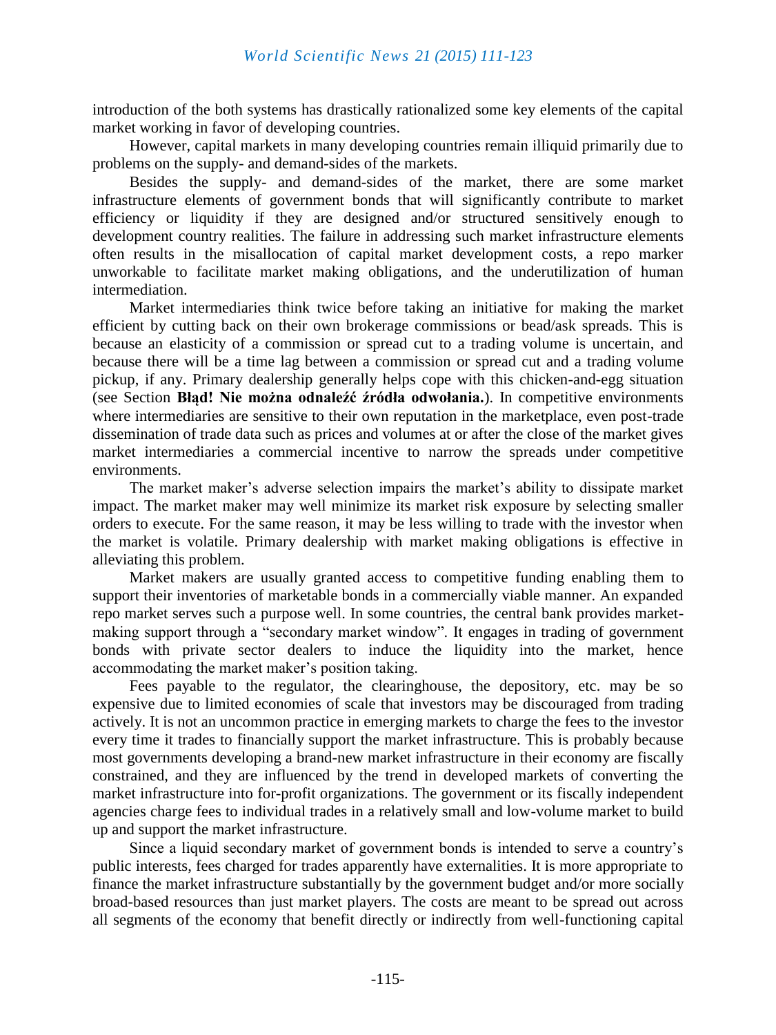introduction of the both systems has drastically rationalized some key elements of the capital market working in favor of developing countries.

However, capital markets in many developing countries remain illiquid primarily due to problems on the supply- and demand-sides of the markets.

Besides the supply- and demand-sides of the market, there are some market infrastructure elements of government bonds that will significantly contribute to market efficiency or liquidity if they are designed and/or structured sensitively enough to development country realities. The failure in addressing such market infrastructure elements often results in the misallocation of capital market development costs, a repo marker unworkable to facilitate market making obligations, and the underutilization of human intermediation.

Market intermediaries think twice before taking an initiative for making the market efficient by cutting back on their own brokerage commissions or bead/ask spreads. This is because an elasticity of a commission or spread cut to a trading volume is uncertain, and because there will be a time lag between a commission or spread cut and a trading volume pickup, if any. Primary dealership generally helps cope with this chicken-and-egg situation (see Section **Błąd! Nie można odnaleźć źródła odwołania.**). In competitive environments where intermediaries are sensitive to their own reputation in the marketplace, even post-trade dissemination of trade data such as prices and volumes at or after the close of the market gives market intermediaries a commercial incentive to narrow the spreads under competitive environments.

The market maker's adverse selection impairs the market's ability to dissipate market impact. The market maker may well minimize its market risk exposure by selecting smaller orders to execute. For the same reason, it may be less willing to trade with the investor when the market is volatile. Primary dealership with market making obligations is effective in alleviating this problem.

Market makers are usually granted access to competitive funding enabling them to support their inventories of marketable bonds in a commercially viable manner. An expanded repo market serves such a purpose well. In some countries, the central bank provides market-making support through a "secondary market window". It engages in trading of government bonds with private sector dealers to induce the liquidity into the market, hence accommodating the market maker's position taking.

Fees payable to the regulator, the clearinghouse, the depository, etc. may be so expensive due to limited economies of scale that investors may be discouraged from trading actively. It is not an uncommon practice in emerging markets to charge the fees to the investor every time it trades to financially support the market infrastructure. This is probably because most governments developing a brand-new market infrastructure in their economy are fiscally constrained, and they are influenced by the trend in developed markets of converting the market infrastructure into for-profit organizations. The government or its fiscally independent agencies charge fees to individual trades in a relatively small and low-volume market to build up and support the market infrastructure.

Since a liquid secondary market of government bonds is intended to serve a country's public interests, fees charged for trades apparently have externalities. It is more appropriate to finance the market infrastructure substantially by the government budget and/or more socially broad-based resources than just market players. The costs are meant to be spread out across all segments of the economy that benefit directly or indirectly from well-functioning capital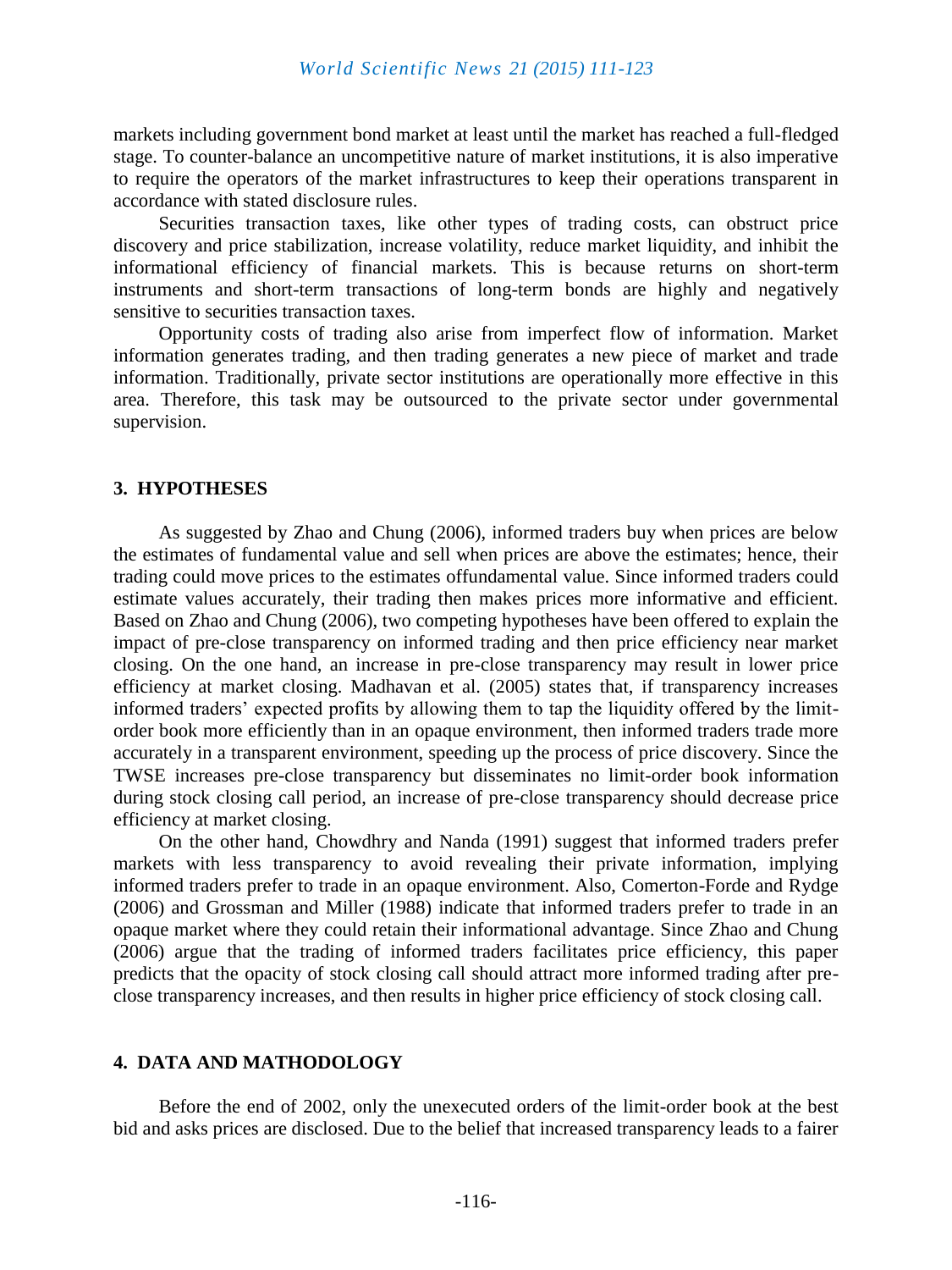markets including government bond market at least until the market has reached a full-fledged stage. To counter-balance an uncompetitive nature of market institutions, it is also imperative to require the operators of the market infrastructures to keep their operations transparent in accordance with stated disclosure rules.

Securities transaction taxes, like other types of trading costs, can obstruct price discovery and price stabilization, increase volatility, reduce market liquidity, and inhibit the informational efficiency of financial markets. This is because returns on short-term instruments and short-term transactions of long-term bonds are highly and negatively sensitive to securities transaction taxes.

Opportunity costs of trading also arise from imperfect flow of information. Market information generates trading, and then trading generates a new piece of market and trade information. Traditionally, private sector institutions are operationally more effective in this area. Therefore, this task may be outsourced to the private sector under governmental supervision.

## 3. HYPOTHESES

As suggested by Zhao and Chung (2006), informed traders buy when prices are below the estimates of fundamental value and sell when prices are above the estimates; hence, their trading could move prices to the estimates offundamental value. Since informed traders could estimate values accurately, their trading then makes prices more informative and efficient. Based on Zhao and Chung (2006), two competing hypotheses have been offered to explain the impact of pre-close transparency on informed trading and then price efficiency near market closing. On the one hand, an increase in pre-close transparency may result in lower price efficiency at market closing. Madhavan et al. (2005) states that, if transparency increases informed traders' expected profits by allowing them to tap the liquidity offered by the limit-order book more efficiently than in an opaque environment, then informed traders trade more accurately in a transparent environment, speeding up the process of price discovery. Since the TWSE increases pre-close transparency but disseminates no limit-order book information during stock closing call period, an increase of pre-close transparency should decrease price efficiency at market closing.

On the other hand, Chowdhry and Nanda (1991) suggest that informed traders prefer markets with less transparency to avoid revealing their private information, implying informed traders prefer to trade in an opaque environment. Also, Comerton-Forde and Rydge (2006) and Grossman and Miller (1988) indicate that informed traders prefer to trade in an opaque market where they could retain their informational advantage. Since Zhao and Chung (2006) argue that the trading of informed traders facilitates price efficiency, this paper predicts that the opacity of stock closing call should attract more informed trading after pre-close transparency increases, and then results in higher price efficiency of stock closing call.

## 4. DATA AND MATHODOLOGY

Before the end of 2002, only the unexecuted orders of the limit-order book at the best bid and asks prices are disclosed. Due to the belief that increased transparency leads to a fairer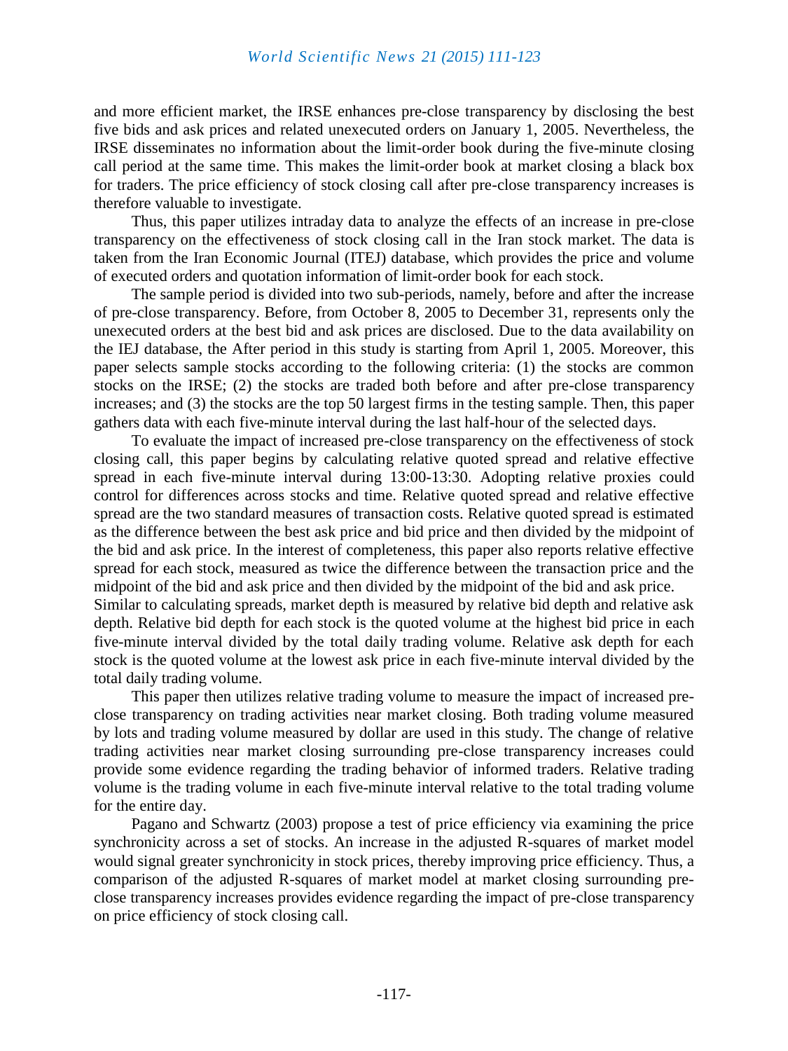and more efficient market, the IRSE enhances pre-close transparency by disclosing the best five bids and ask prices and related unexecuted orders on January 1, 2005. Nevertheless, the IRSE disseminates no information about the limit-order book during the five-minute closing call period at the same time. This makes the limit-order book at market closing a black box for traders. The price efficiency of stock closing call after pre-close transparency increases is therefore valuable to investigate.

Thus, this paper utilizes intraday data to analyze the effects of an increase in pre-close transparency on the effectiveness of stock closing call in the Iran stock market. The data is taken from the Iran Economic Journal (ITEJ) database, which provides the price and volume of executed orders and quotation information of limit-order book for each stock.

The sample period is divided into two sub-periods, namely, before and after the increase of pre-close transparency. Before, from October 8, 2005 to December 31, represents only the unexecuted orders at the best bid and ask prices are disclosed. Due to the data availability on the IEJ database, the After period in this study is starting from April 1, 2005. Moreover, this paper selects sample stocks according to the following criteria: (1) the stocks are common stocks on the IRSE; (2) the stocks are traded both before and after pre-close transparency increases; and (3) the stocks are the top 50 largest firms in the testing sample. Then, this paper gathers data with each five-minute interval during the last half-hour of the selected days.

To evaluate the impact of increased pre-close transparency on the effectiveness of stock closing call, this paper begins by calculating relative quoted spread and relative effective spread in each five-minute interval during 13:00-13:30. Adopting relative proxies could control for differences across stocks and time. Relative quoted spread and relative effective spread are the two standard measures of transaction costs. Relative quoted spread is estimated as the difference between the best ask price and bid price and then divided by the midpoint of the bid and ask price. In the interest of completeness, this paper also reports relative effective spread for each stock, measured as twice the difference between the transaction price and the midpoint of the bid and ask price and then divided by the midpoint of the bid and ask price.
Similar to calculating spreads, market depth is measured by relative bid depth and relative ask depth. Relative bid depth for each stock is the quoted volume at the highest bid price in each five-minute interval divided by the total daily trading volume. Relative ask depth for each stock is the quoted volume at the lowest ask price in each five-minute interval divided by the total daily trading volume.

This paper then utilizes relative trading volume to measure the impact of increased pre-close transparency on trading activities near market closing. Both trading volume measured by lots and trading volume measured by dollar are used in this study. The change of relative trading activities near market closing surrounding pre-close transparency increases could provide some evidence regarding the trading behavior of informed traders. Relative trading volume is the trading volume in each five-minute interval relative to the total trading volume for the entire day.

Pagano and Schwartz (2003) propose a test of price efficiency via examining the price synchronicity across a set of stocks. An increase in the adjusted R-squares of market model would signal greater synchronicity in stock prices, thereby improving price efficiency. Thus, a comparison of the adjusted R-squares of market model at market closing surrounding pre-close transparency increases provides evidence regarding the impact of pre-close transparency on price efficiency of stock closing call.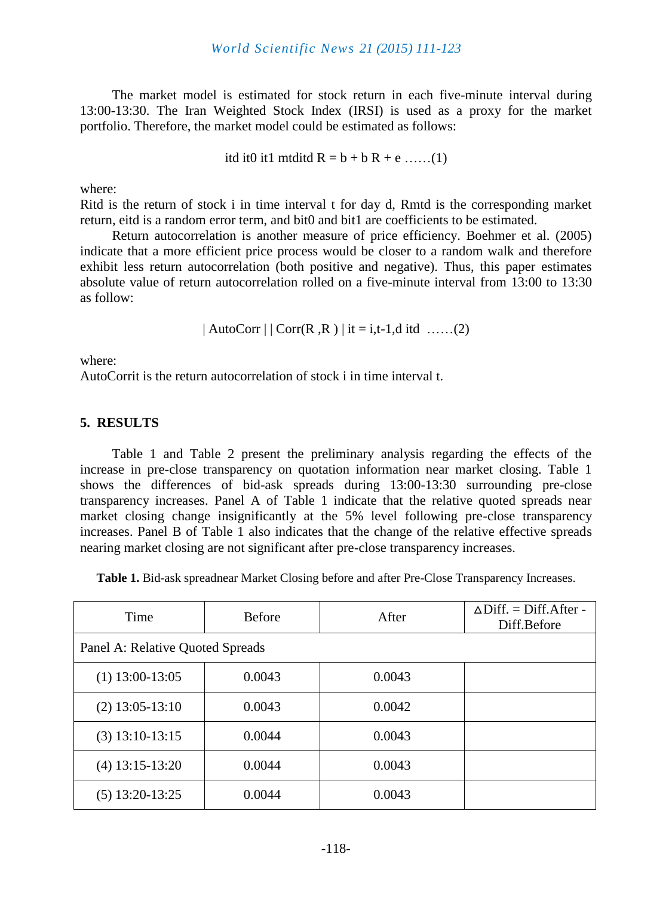The market model is estimated for stock return in each five-minute interval during 13:00-13:30. The Iran Weighted Stock Index (IRSI) is used as a proxy for the market portfolio. Therefore, the market model could be estimated as follows:

$$R_{itd} = b_{it0} + b_{it1} R_{mtd} + e_{itd} \quad \ldots\ldots(1)$$

where:
$R_{itd}$ is the return of stock i in time interval t for day d, $R_{mtd}$ is the corresponding market return, $e_{itd}$ is a random error term, and $b_{it0}$ and $b_{it1}$ are coefficients to be estimated.

Return autocorrelation is another measure of price efficiency. Boehmer et al. (2005) indicate that a more efficient price process would be closer to a random walk and therefore exhibit less return autocorrelation (both positive and negative). Thus, this paper estimates absolute value of return autocorrelation rolled on a five-minute interval from 13:00 to 13:30 as follow:

$$|\, AutoCorr_{it} \,| = |\, Corr(R_{i,t-1,d}, R_{itd}) \,| \quad \ldots\ldots(2)$$

where:
$AutoCorr_{it}$ is the return autocorrelation of stock i in time interval t.

## 5. RESULTS

Table 1 and Table 2 present the preliminary analysis regarding the effects of the increase in pre-close transparency on quotation information near market closing. Table 1 shows the differences of bid-ask spreads during 13:00-13:30 surrounding pre-close transparency increases. Panel A of Table 1 indicate that the relative quoted spreads near market closing change insignificantly at the 5% level following pre-close transparency increases. Panel B of Table 1 also indicates that the change of the relative effective spreads nearing market closing are not significant after pre-close transparency increases.

**Table 1.** Bid-ask spreadnear Market Closing before and after Pre-Close Transparency Increases.

| Time | Before | After | ∆Diff. = Diff.After - Diff.Before |
|---|---|---|---|
| Panel A: Relative Quoted Spreads | | | |
| (1) 13:00-13:05 | 0.0043 | 0.0043 | |
| (2) 13:05-13:10 | 0.0043 | 0.0042 | |
| (3) 13:10-13:15 | 0.0044 | 0.0043 | |
| (4) 13:15-13:20 | 0.0044 | 0.0043 | |
| (5) 13:20-13:25 | 0.0044 | 0.0043 | |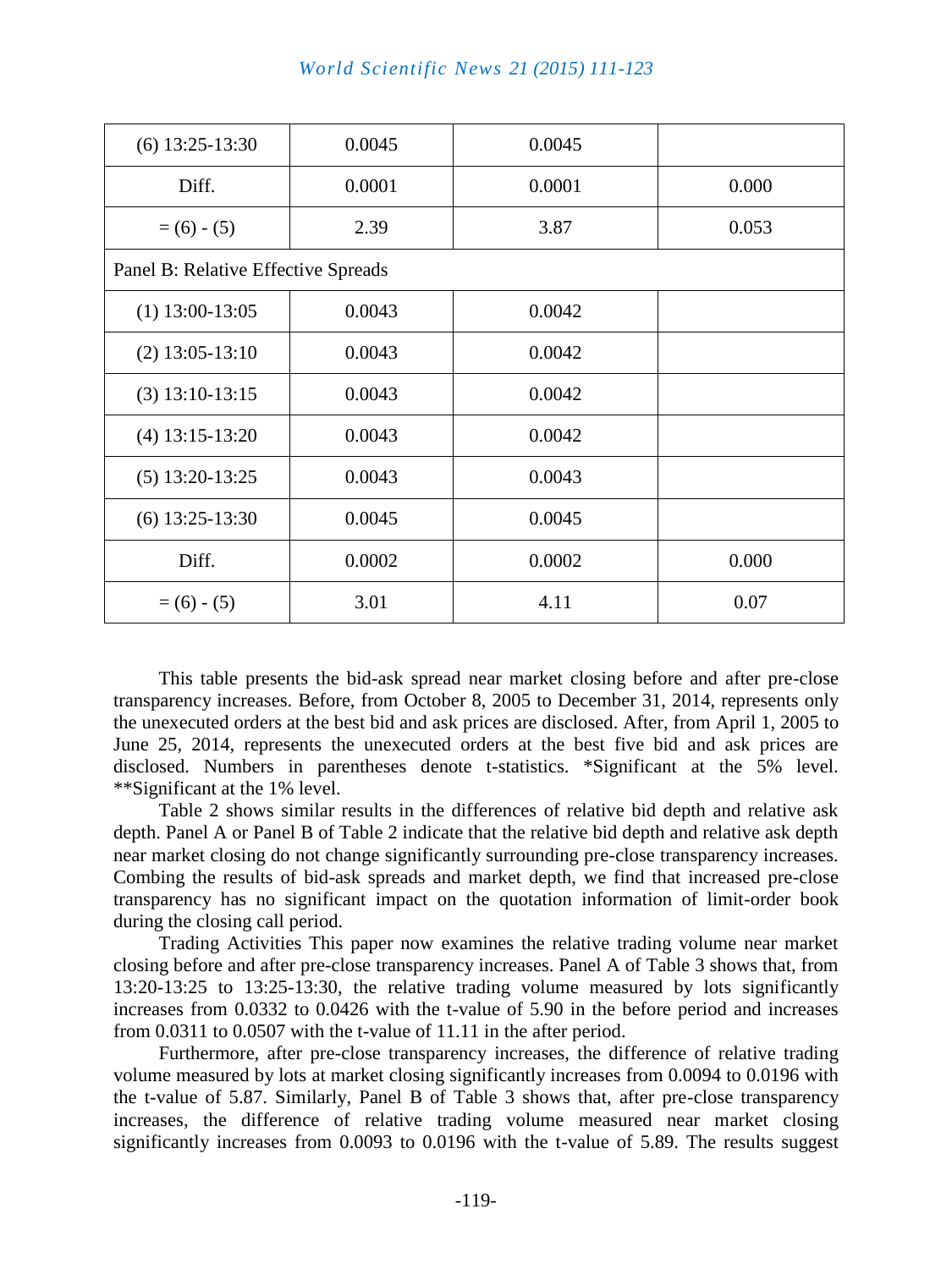| | | | |
|---|---|---|---|
| (6) 13:25-13:30 | 0.0045 | 0.0045 | |
| Diff. | 0.0001 | 0.0001 | 0.000 |
| = (6) - (5) | 2.39 | 3.87 | 0.053 |
| Panel B: Relative Effective Spreads | | | |
| (1) 13:00-13:05 | 0.0043 | 0.0042 | |
| (2) 13:05-13:10 | 0.0043 | 0.0042 | |
| (3) 13:10-13:15 | 0.0043 | 0.0042 | |
| (4) 13:15-13:20 | 0.0043 | 0.0042 | |
| (5) 13:20-13:25 | 0.0043 | 0.0043 | |
| (6) 13:25-13:30 | 0.0045 | 0.0045 | |
| Diff. | 0.0002 | 0.0002 | 0.000 |
| = (6) - (5) | 3.01 | 4.11 | 0.07 |

This table presents the bid-ask spread near market closing before and after pre-close transparency increases. Before, from October 8, 2005 to December 31, 2014, represents only the unexecuted orders at the best bid and ask prices are disclosed. After, from April 1, 2005 to June 25, 2014, represents the unexecuted orders at the best five bid and ask prices are disclosed. Numbers in parentheses denote t-statistics. *Significant at the 5% level. **Significant at the 1% level.

Table 2 shows similar results in the differences of relative bid depth and relative ask depth. Panel A or Panel B of Table 2 indicate that the relative bid depth and relative ask depth near market closing do not change significantly surrounding pre-close transparency increases. Combing the results of bid-ask spreads and market depth, we find that increased pre-close transparency has no significant impact on the quotation information of limit-order book during the closing call period.

Trading Activities This paper now examines the relative trading volume near market closing before and after pre-close transparency increases. Panel A of Table 3 shows that, from 13:20-13:25 to 13:25-13:30, the relative trading volume measured by lots significantly increases from 0.0332 to 0.0426 with the t-value of 5.90 in the before period and increases from 0.0311 to 0.0507 with the t-value of 11.11 in the after period.

Furthermore, after pre-close transparency increases, the difference of relative trading volume measured by lots at market closing significantly increases from 0.0094 to 0.0196 with the t-value of 5.87. Similarly, Panel B of Table 3 shows that, after pre-close transparency increases, the difference of relative trading volume measured near market closing significantly increases from 0.0093 to 0.0196 with the t-value of 5.89. The results suggest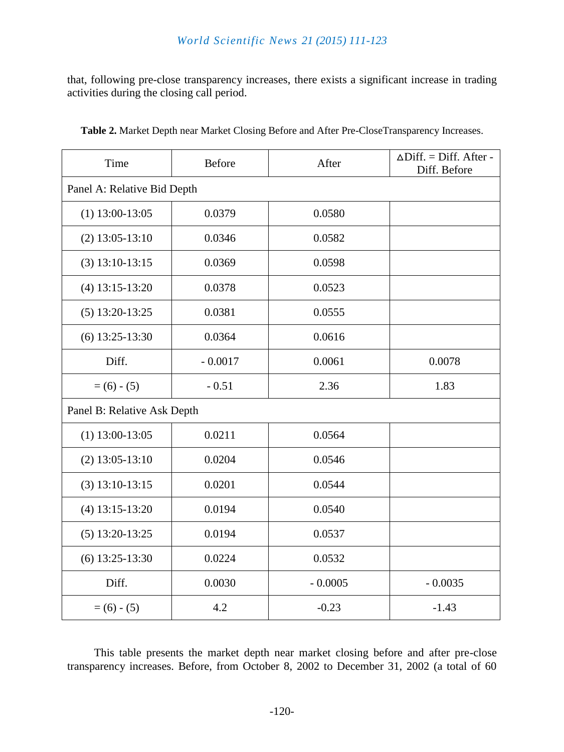that, following pre-close transparency increases, there exists a significant increase in trading activities during the closing call period.

**Table 2.** Market Depth near Market Closing Before and After Pre-CloseTransparency Increases.

| Time | Before | After | ∆Diff. = Diff. After - Diff. Before |
|---|---|---|---|
| Panel A: Relative Bid Depth | | | |
| (1) 13:00-13:05 | 0.0379 | 0.0580 | |
| (2) 13:05-13:10 | 0.0346 | 0.0582 | |
| (3) 13:10-13:15 | 0.0369 | 0.0598 | |
| (4) 13:15-13:20 | 0.0378 | 0.0523 | |
| (5) 13:20-13:25 | 0.0381 | 0.0555 | |
| (6) 13:25-13:30 | 0.0364 | 0.0616 | |
| Diff. | - 0.0017 | 0.0061 | 0.0078 |
| = (6) - (5) | - 0.51 | 2.36 | 1.83 |
| Panel B: Relative Ask Depth | | | |
| (1) 13:00-13:05 | 0.0211 | 0.0564 | |
| (2) 13:05-13:10 | 0.0204 | 0.0546 | |
| (3) 13:10-13:15 | 0.0201 | 0.0544 | |
| (4) 13:15-13:20 | 0.0194 | 0.0540 | |
| (5) 13:20-13:25 | 0.0194 | 0.0537 | |
| (6) 13:25-13:30 | 0.0224 | 0.0532 | |
| Diff. | 0.0030 | - 0.0005 | - 0.0035 |
| = (6) - (5) | 4.2 | -0.23 | -1.43 |

This table presents the market depth near market closing before and after pre-close transparency increases. Before, from October 8, 2002 to December 31, 2002 (a total of 60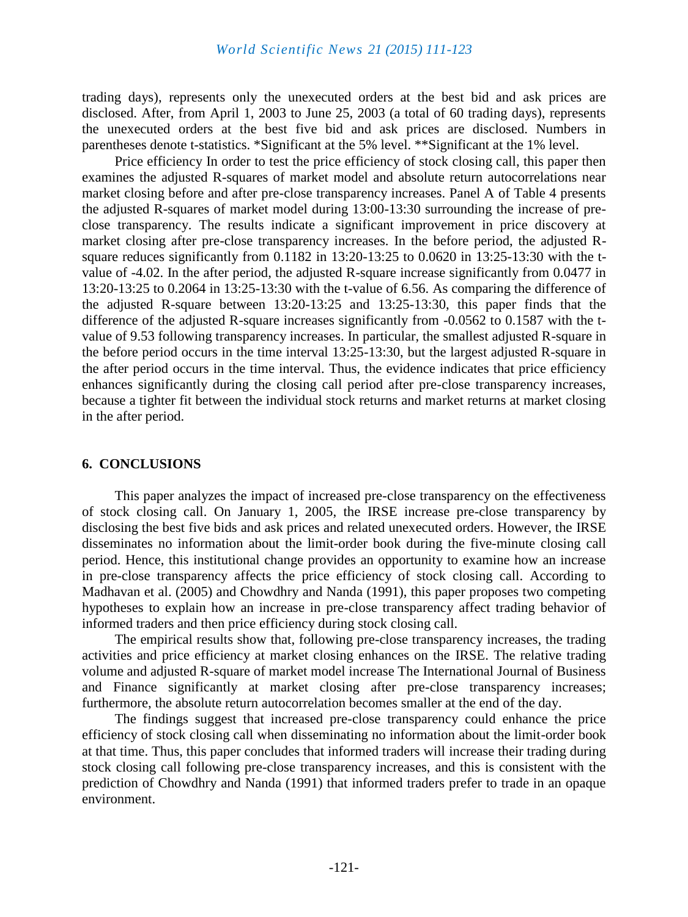trading days), represents only the unexecuted orders at the best bid and ask prices are disclosed. After, from April 1, 2003 to June 25, 2003 (a total of 60 trading days), represents the unexecuted orders at the best five bid and ask prices are disclosed. Numbers in parentheses denote t-statistics. *Significant at the 5% level. **Significant at the 1% level.

Price efficiency In order to test the price efficiency of stock closing call, this paper then examines the adjusted R-squares of market model and absolute return autocorrelations near market closing before and after pre-close transparency increases. Panel A of Table 4 presents the adjusted R-squares of market model during 13:00-13:30 surrounding the increase of pre-close transparency. The results indicate a significant improvement in price discovery at market closing after pre-close transparency increases. In the before period, the adjusted R-square reduces significantly from 0.1182 in 13:20-13:25 to 0.0620 in 13:25-13:30 with the t-value of -4.02. In the after period, the adjusted R-square increase significantly from 0.0477 in 13:20-13:25 to 0.2064 in 13:25-13:30 with the t-value of 6.56. As comparing the difference of the adjusted R-square between 13:20-13:25 and 13:25-13:30, this paper finds that the difference of the adjusted R-square increases significantly from -0.0562 to 0.1587 with the t-value of 9.53 following transparency increases. In particular, the smallest adjusted R-square in the before period occurs in the time interval 13:25-13:30, but the largest adjusted R-square in the after period occurs in the time interval. Thus, the evidence indicates that price efficiency enhances significantly during the closing call period after pre-close transparency increases, because a tighter fit between the individual stock returns and market returns at market closing in the after period.

## 6. CONCLUSIONS

This paper analyzes the impact of increased pre-close transparency on the effectiveness of stock closing call. On January 1, 2005, the IRSE increase pre-close transparency by disclosing the best five bids and ask prices and related unexecuted orders. However, the IRSE disseminates no information about the limit-order book during the five-minute closing call period. Hence, this institutional change provides an opportunity to examine how an increase in pre-close transparency affects the price efficiency of stock closing call. According to Madhavan et al. (2005) and Chowdhry and Nanda (1991), this paper proposes two competing hypotheses to explain how an increase in pre-close transparency affect trading behavior of informed traders and then price efficiency during stock closing call.

The empirical results show that, following pre-close transparency increases, the trading activities and price efficiency at market closing enhances on the IRSE. The relative trading volume and adjusted R-square of market model increase The International Journal of Business and Finance significantly at market closing after pre-close transparency increases; furthermore, the absolute return autocorrelation becomes smaller at the end of the day.

The findings suggest that increased pre-close transparency could enhance the price efficiency of stock closing call when disseminating no information about the limit-order book at that time. Thus, this paper concludes that informed traders will increase their trading during stock closing call following pre-close transparency increases, and this is consistent with the prediction of Chowdhry and Nanda (1991) that informed traders prefer to trade in an opaque environment.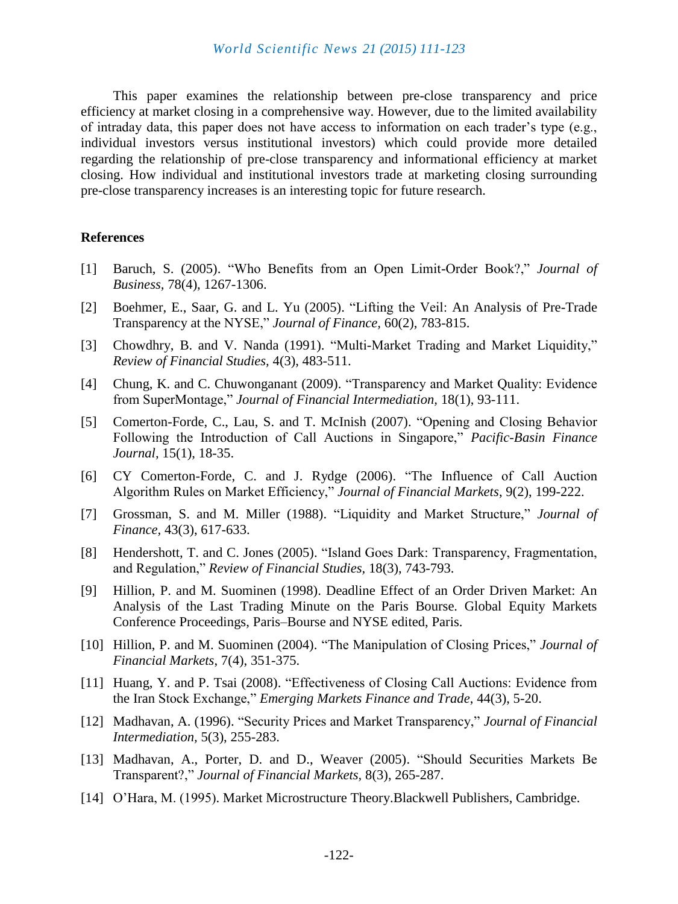This paper examines the relationship between pre-close transparency and price efficiency at market closing in a comprehensive way. However, due to the limited availability of intraday data, this paper does not have access to information on each trader's type (e.g., individual investors versus institutional investors) which could provide more detailed regarding the relationship of pre-close transparency and informational efficiency at market closing. How individual and institutional investors trade at marketing closing surrounding pre-close transparency increases is an interesting topic for future research.

## References

[1] Baruch, S. (2005). "Who Benefits from an Open Limit-Order Book?," *Journal of Business*, 78(4), 1267-1306.

[2] Boehmer, E., Saar, G. and L. Yu (2005). "Lifting the Veil: An Analysis of Pre-Trade Transparency at the NYSE," *Journal of Finance,* 60(2), 783-815.

[3] Chowdhry, B. and V. Nanda (1991). "Multi-Market Trading and Market Liquidity," *Review of Financial Studies,* 4(3), 483-511.

[4] Chung, K. and C. Chuwonganant (2009). "Transparency and Market Quality: Evidence from SuperMontage," *Journal of Financial Intermediation,* 18(1), 93-111.

[5] Comerton-Forde, C., Lau, S. and T. McInish (2007). "Opening and Closing Behavior Following the Introduction of Call Auctions in Singapore," *Pacific-Basin Finance Journal*, 15(1), 18-35.

[6] CY Comerton-Forde, C. and J. Rydge (2006). "The Influence of Call Auction Algorithm Rules on Market Efficiency," *Journal of Financial Markets*, 9(2), 199-222.

[7] Grossman, S. and M. Miller (1988). "Liquidity and Market Structure," *Journal of Finance,* 43(3), 617-633.

[8] Hendershott, T. and C. Jones (2005). "Island Goes Dark: Transparency, Fragmentation, and Regulation," *Review of Financial Studies,* 18(3), 743-793.

[9] Hillion, P. and M. Suominen (1998). Deadline Effect of an Order Driven Market: An Analysis of the Last Trading Minute on the Paris Bourse. Global Equity Markets Conference Proceedings, Paris–Bourse and NYSE edited, Paris.

[10] Hillion, P. and M. Suominen (2004). "The Manipulation of Closing Prices," *Journal of Financial Markets*, 7(4), 351-375.

[11] Huang, Y. and P. Tsai (2008). "Effectiveness of Closing Call Auctions: Evidence from the Iran Stock Exchange," *Emerging Markets Finance and Trade*, 44(3), 5-20.

[12] Madhavan, A. (1996). "Security Prices and Market Transparency," *Journal of Financial Intermediation*, 5(3), 255-283.

[13] Madhavan, A., Porter, D. and D., Weaver (2005). "Should Securities Markets Be Transparent?," *Journal of Financial Markets,* 8(3), 265-287.

[14] O'Hara, M. (1995). Market Microstructure Theory.Blackwell Publishers, Cambridge.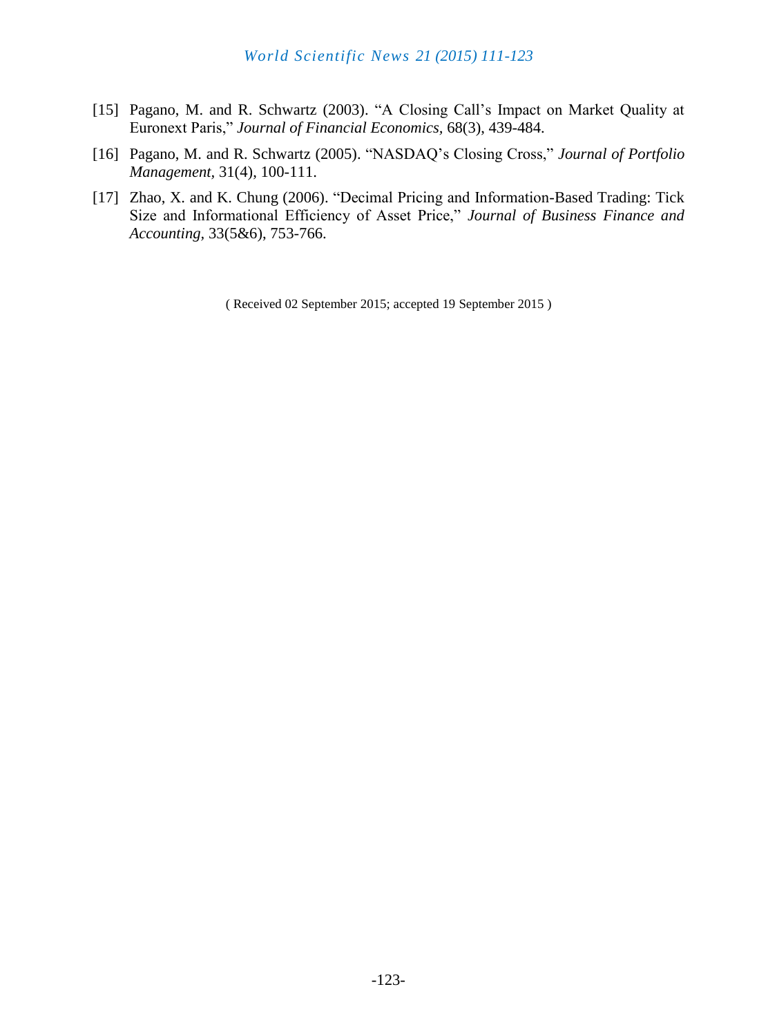[15] Pagano, M. and R. Schwartz (2003). "A Closing Call's Impact on Market Quality at Euronext Paris," *Journal of Financial Economics*, 68(3), 439-484.

[16] Pagano, M. and R. Schwartz (2005). "NASDAQ's Closing Cross," *Journal of Portfolio Management*, 31(4), 100-111.

[17] Zhao, X. and K. Chung (2006). "Decimal Pricing and Information-Based Trading: Tick Size and Informational Efficiency of Asset Price," *Journal of Business Finance and Accounting*, 33(5&6), 753-766.

( Received 02 September 2015; accepted 19 September 2015 )